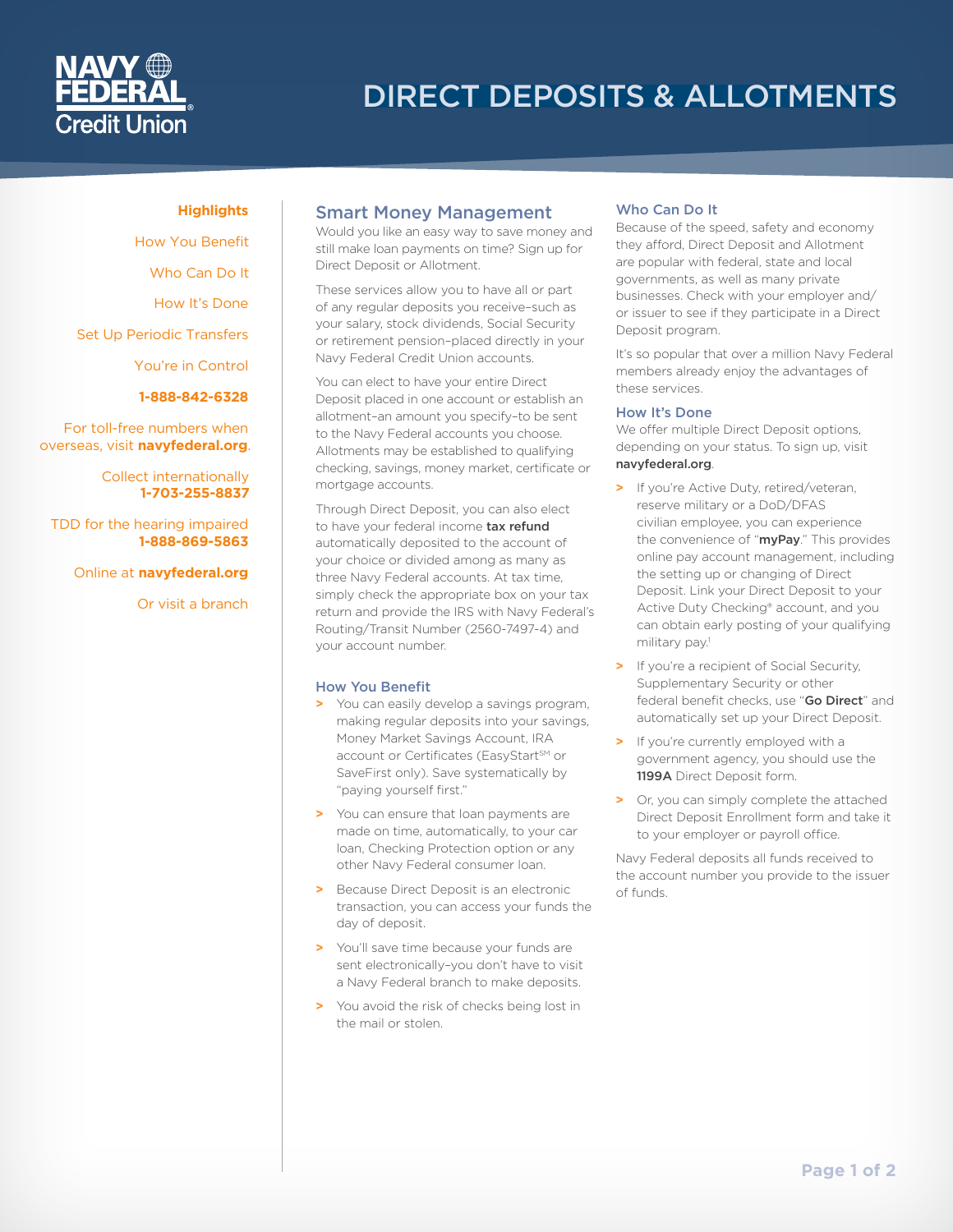# DIRECT DEPOSITS & ALLOTMENTS

**Highlights**

How You Benefit

Who Can Do It

How It's Done

Set Up Periodic Transfers

You're in Control

**1-888-842-6328**

For toll-free numbers when overseas, visit **navyfederal.org**.

Collect internationally **1-703-255-8837**

TDD for the hearing impaired **1-888-869-5863**

Online at **navyfederal.org**

Or visit a branch

## Smart Money Management

Would you like an easy way to save money and still make loan payments on time? Sign up for Direct Deposit or Allotment.

These services allow you to have all or part of any regular deposits you receive–such as your salary, stock dividends, Social Security or retirement pension–placed directly in your Navy Federal Credit Union accounts.

You can elect to have your entire Direct Deposit placed in one account or establish an allotment–an amount you specify–to be sent to the Navy Federal accounts you choose. Allotments may be established to qualifying checking, savings, money market, certificate or mortgage accounts.

Through Direct Deposit, you can also elect to have your federal income **tax refund** automatically deposited to the account of your choice or divided among as many as three Navy Federal accounts. At tax time, simply check the appropriate box on your tax return and provide the IRS with Navy Federal's Routing/Transit Number (2560-7497-4) and your account number.

### How You Benefit

- You can easily develop a savings program, making regular deposits into your savings, Money Market Savings Account, IRA account or Certificates (EasyStart℠ or SaveFirst only). Save systematically by "paying yourself first."
- You can ensure that loan payments are made on time, automatically, to your car loan, Checking Protection option or any other Navy Federal consumer loan.
- Because Direct Deposit is an electronic transaction, you can access your funds the day of deposit.
- You'll save time because your funds are sent electronically–you don't have to visit a Navy Federal branch to make deposits.
- You avoid the risk of checks being lost in the mail or stolen.

### Who Can Do It

Because of the speed, safety and economy they afford, Direct Deposit and Allotment are popular with federal, state and local governments, as well as many private businesses. Check with your employer and/or issuer to see if they participate in a Direct Deposit program.

It's so popular that over a million Navy Federal members already enjoy the advantages of these services.

### How It's Done

We offer multiple Direct Deposit options, depending on your status. To sign up, visit **navyfederal.org**.

- If you're Active Duty, retired/veteran, reserve military or a DoD/DFAS civilian employee, you can experience the convenience of "**myPay**." This provides online pay account management, including the setting up or changing of Direct Deposit. Link your Direct Deposit to your Active Duty Checking® account, and you can obtain early posting of your qualifying military pay.[1]
- If you're a recipient of Social Security, Supplementary Security or other federal benefit checks, use "**Go Direct**" and automatically set up your Direct Deposit.
- If you're currently employed with a government agency, you should use the **1199A** Direct Deposit form.
- Or, you can simply complete the attached Direct Deposit Enrollment form and take it to your employer or payroll office.

Navy Federal deposits all funds received to the account number you provide to the issuer of funds.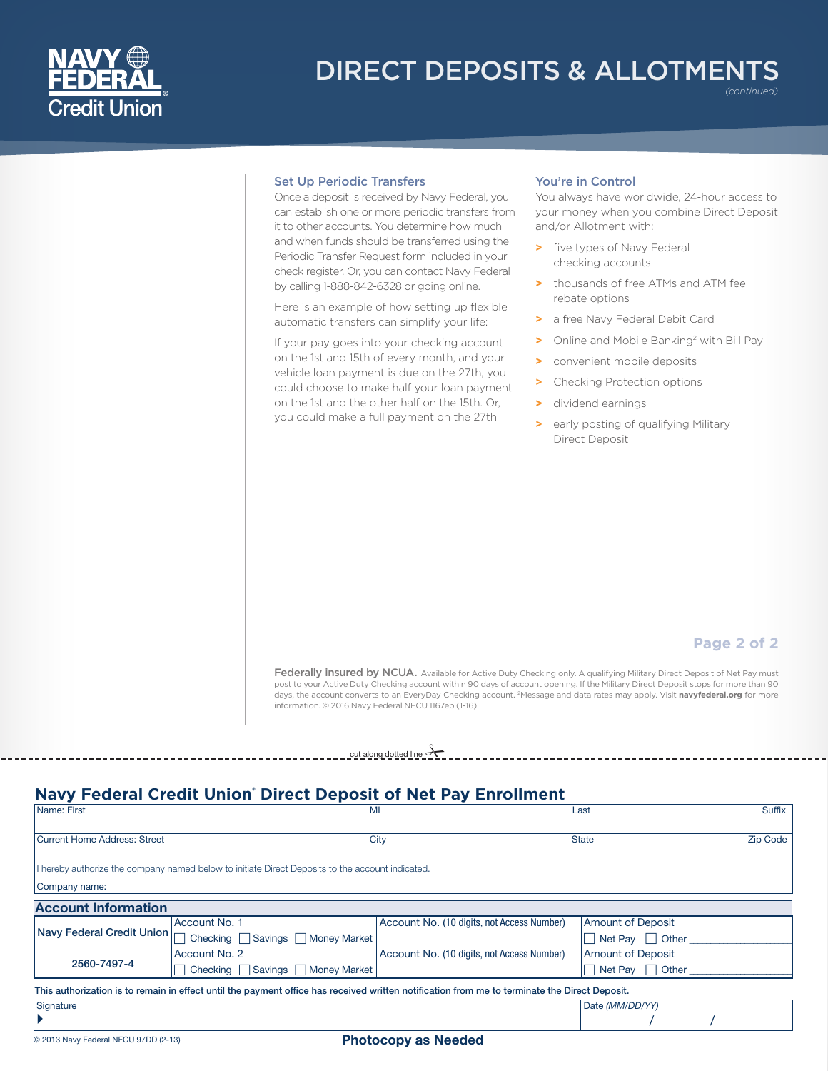# DIRECT DEPOSITS & ALLOTMENTS

*(continued)*

## Set Up Periodic Transfers

Once a deposit is received by Navy Federal, you can establish one or more periodic transfers from it to other accounts. You determine how much and when funds should be transferred using the Periodic Transfer Request form included in your check register. Or, you can contact Navy Federal by calling 1-888-842-6328 or going online.

Here is an example of how setting up flexible automatic transfers can simplify your life:

If your pay goes into your checking account on the 1st and 15th of every month, and your vehicle loan payment is due on the 27th, you could choose to make half your loan payment on the 1st and the other half on the 15th. Or, you could make a full payment on the 27th.

## You're in Control

You always have worldwide, 24-hour access to your money when you combine Direct Deposit and/or Allotment with:

- five types of Navy Federal checking accounts
- thousands of free ATMs and ATM fee rebate options
- a free Navy Federal Debit Card
- Online and Mobile Banking[2] with Bill Pay
- convenient mobile deposits
- Checking Protection options
- dividend earnings
- early posting of qualifying Military Direct Deposit

**Federally insured by NCUA.** [1]Available for Active Duty Checking only. A qualifying Military Direct Deposit of Net Pay must post to your Active Duty Checking account within 90 days of account opening. If the Military Direct Deposit stops for more than 90 days, the account converts to an EveryDay Checking account. [2]Message and data rates may apply. Visit **navyfederal.org** for more information. © 2016 Navy Federal NFCU 1167ep (1-16)

cut along dotted line ✂

## Navy Federal Credit Union® Direct Deposit of Net Pay Enrollment

| Name: First | MI | Last | Suffix |
|---|---|---|---|
| Current Home Address: Street | City | State | Zip Code |

I hereby authorize the company named below to initiate Direct Deposits to the account indicated.

Company name:

### Account Information

| | | | |
|---|---|---|---|
| Navy Federal Credit Union | Account No. 1<br>☐ Checking ☐ Savings ☐ Money Market | Account No. (10 digits, not Access Number) | Amount of Deposit<br>☐ Net Pay ☐ Other ______ |
| 2560-7497-4 | Account No. 2<br>☐ Checking ☐ Savings ☐ Money Market | Account No. (10 digits, not Access Number) | Amount of Deposit<br>☐ Net Pay ☐ Other ______ |

**This authorization is to remain in effect until the payment office has received written notification from me to terminate the Direct Deposit.**

| Signature | Date *(MM/DD/YY)* |
|---|---|
| ▶ | / / |

© 2013 Navy Federal NFCU 97DD (2-13)

**Photocopy as Needed**